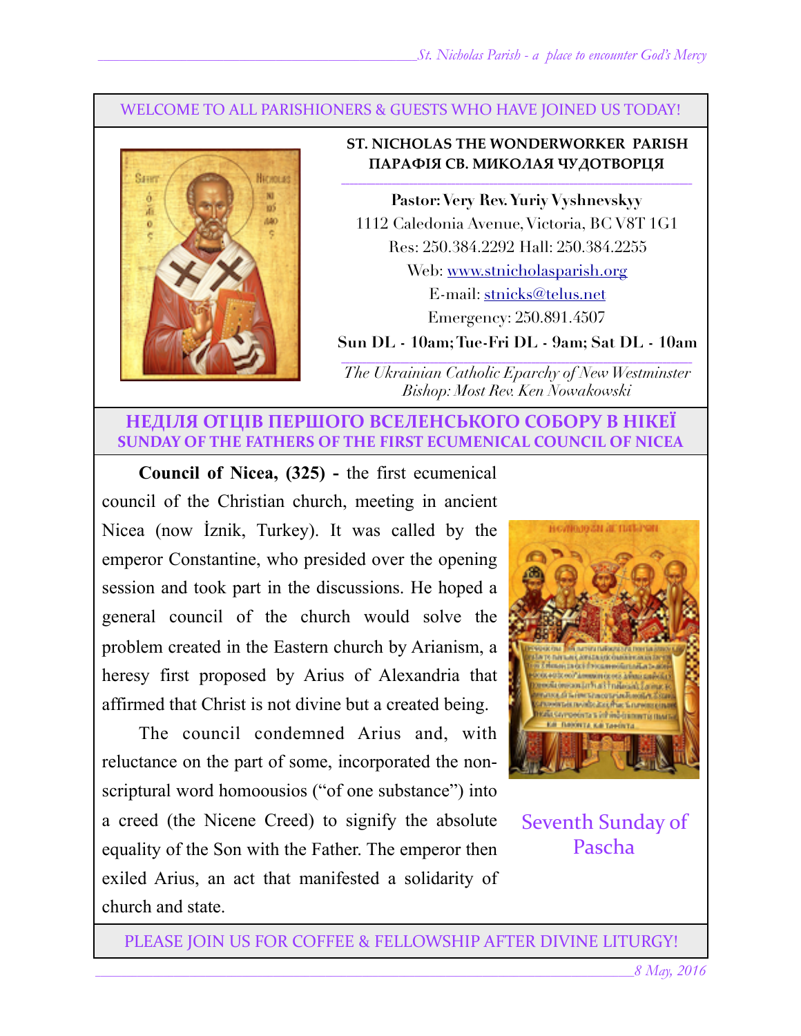WELCOME TO ALL PARISHIONERS & GUESTS WHO HAVE JOINED US TODAY!

**ST. NICHOLAS THE WONDERWORKER PARISH**
**ПАРАФІЯ СВ. МИКОЛАЯ ЧУДОТВОРЦЯ**

**Pastor: Very Rev. Yuriy Vyshnevskyy**
1112 Caledonia Avenue, Victoria, BC V8T 1G1
Res: 250.384.2292 Hall: 250.384.2255
Web: www.stnicholasparish.org
E-mail: stnicks@telus.net
Emergency: 250.891.4507
**Sun DL - 10am; Tue-Fri DL - 9am; Sat DL - 10am**

*The Ukrainian Catholic Eparchy of New Westminster*
*Bishop: Most Rev. Ken Nowakowski*

## НЕДІЛЯ ОТЦІВ ПЕРШОГО ВСЕЛЕНСЬКОГО СОБОРУ В НІКЕЇ
## SUNDAY OF THE FATHERS OF THE FIRST ECUMENICAL COUNCIL OF NICEA

**Council of Nicea, (325) -** the first ecumenical council of the Christian church, meeting in ancient Nicea (now İznik, Turkey). It was called by the emperor Constantine, who presided over the opening session and took part in the discussions. He hoped a general council of the church would solve the problem created in the Eastern church by Arianism, a heresy first proposed by Arius of Alexandria that affirmed that Christ is not divine but a created being.

The council condemned Arius and, with reluctance on the part of some, incorporated the non-scriptural word homoousios ("of one substance") into a creed (the Nicene Creed) to signify the absolute equality of the Son with the Father. The emperor then exiled Arius, an act that manifested a solidarity of church and state.

Seventh Sunday of Pascha

PLEASE JOIN US FOR COFFEE & FELLOWSHIP AFTER DIVINE LITURGY!

*8 May, 2016*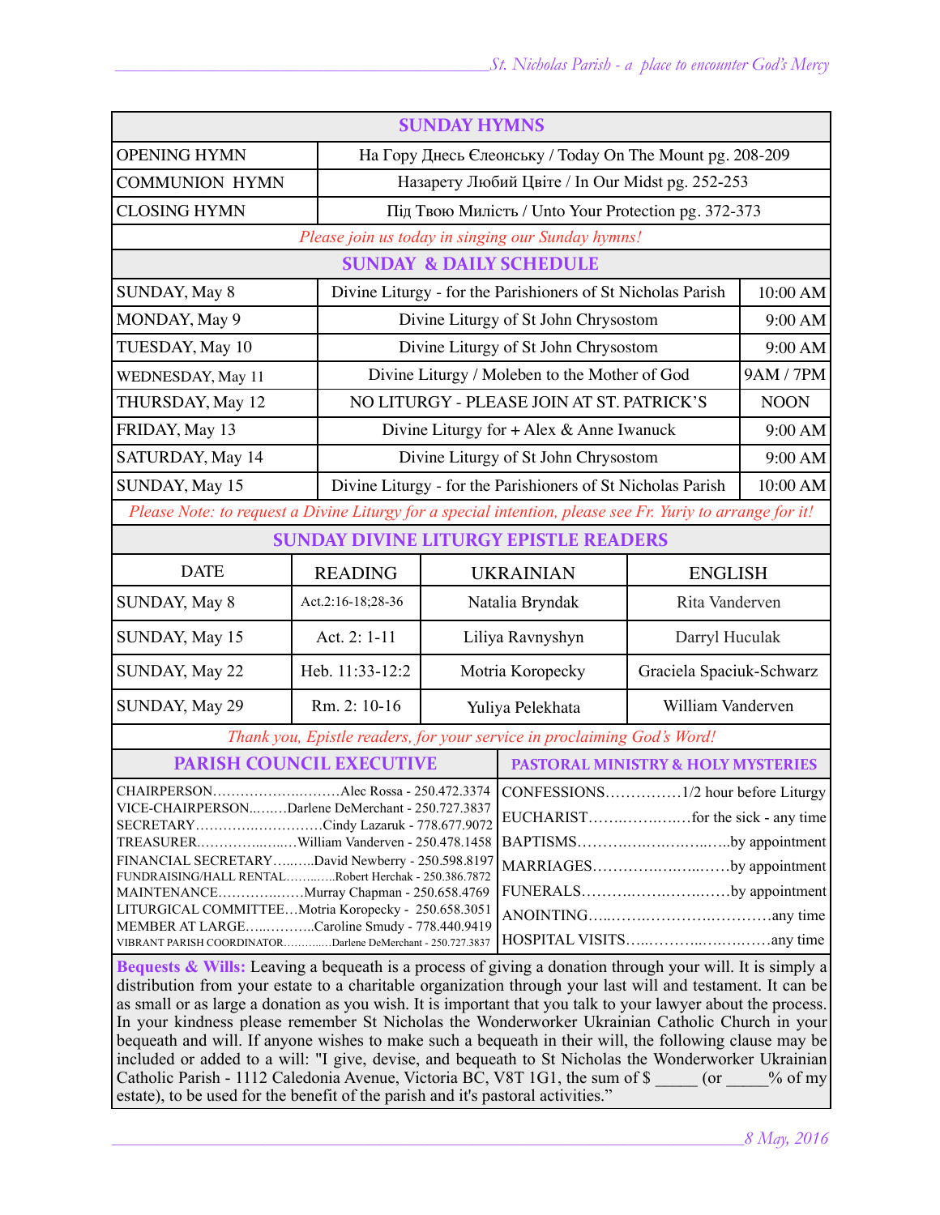## SUNDAY HYMNS

| | |
|---|---|
| OPENING HYMN | На Гору Днесь Єлеонську / Today On The Mount pg. 208-209 |
| COMMUNION HYMN | Назарету Любий Цвіте / In Our Midst pg. 252-253 |
| CLOSING HYMN | Під Твою Милість / Unto Your Protection pg. 372-373 |

*Please join us today in singing our Sunday hymns!*

## SUNDAY & DAILY SCHEDULE

| | | |
|---|---|---|
| SUNDAY, May 8 | Divine Liturgy - for the Parishioners of St Nicholas Parish | 10:00 AM |
| MONDAY, May 9 | Divine Liturgy of St John Chrysostom | 9:00 AM |
| TUESDAY, May 10 | Divine Liturgy of St John Chrysostom | 9:00 AM |
| WEDNESDAY, May 11 | Divine Liturgy / Moleben to the Mother of God | 9AM / 7PM |
| THURSDAY, May 12 | NO LITURGY - PLEASE JOIN AT ST. PATRICK'S | NOON |
| FRIDAY, May 13 | Divine Liturgy for + Alex & Anne Iwanuck | 9:00 AM |
| SATURDAY, May 14 | Divine Liturgy of St John Chrysostom | 9:00 AM |
| SUNDAY, May 15 | Divine Liturgy - for the Parishioners of St Nicholas Parish | 10:00 AM |

*Please Note: to request a Divine Liturgy for a special intention, please see Fr. Yuriy to arrange for it!*

## SUNDAY DIVINE LITURGY EPISTLE READERS

| DATE | READING | UKRAINIAN | ENGLISH |
|---|---|---|---|
| SUNDAY, May 8 | Act.2:16-18;28-36 | Natalia Bryndak | Rita Vanderven |
| SUNDAY, May 15 | Act. 2: 1-11 | Liliya Ravnyshyn | Darryl Huculak |
| SUNDAY, May 22 | Heb. 11:33-12:2 | Motria Koropecky | Graciela Spaciuk-Schwarz |
| SUNDAY, May 29 | Rm. 2: 10-16 | Yuliya Pelekhata | William Vanderven |

*Thank you, Epistle readers, for your service in proclaiming God's Word!*

## PARISH COUNCIL EXECUTIVE

CHAIRPERSON……………………….Alec Rossa - 250.472.3374
VICE-CHAIRPERSON……..Darlene DeMerchant - 250.727.3837
SECRETARY……………………….Cindy Lazaruk - 778.677.9072
TREASURER……………………William Vanderven - 250.478.1458
FINANCIAL SECRETARY……..David Newberry - 250.598.8197
FUNDRAISING/HALL RENTAL…………Robert Herchak - 250.386.7872
MAINTENANCE………………Murray Chapman - 250.658.4769
LITURGICAL COMMITTEE…Motria Koropecky - 250.658.3051
MEMBER AT LARGE……………Caroline Smudy - 778.440.9419
VIBRANT PARISH COORDINATOR…………Darlene DeMerchant - 250.727.3837

## PASTORAL MINISTRY & HOLY MYSTERIES

CONFESSIONS……………1/2 hour before Liturgy
EUCHARIST………………for the sick - any time
BAPTISMS……………………………by appointment
MARRIAGES…………………………by appointment
FUNERALS……………………………by appointment
ANOINTING………………………………any time
HOSPITAL VISITS…………………………any time

**Bequests & Wills:** Leaving a bequeath is a process of giving a donation through your will. It is simply a distribution from your estate to a charitable organization through your last will and testament. It can be as small or as large a donation as you wish. It is important that you talk to your lawyer about the process. In your kindness please remember St Nicholas the Wonderworker Ukrainian Catholic Church in your bequeath and will. If anyone wishes to make such a bequeath in their will, the following clause may be included or added to a will: "I give, devise, and bequeath to St Nicholas the Wonderworker Ukrainian Catholic Parish - 1112 Caledonia Avenue, Victoria BC, V8T 1G1, the sum of $ _____ (or _____% of my estate), to be used for the benefit of the parish and it's pastoral activities."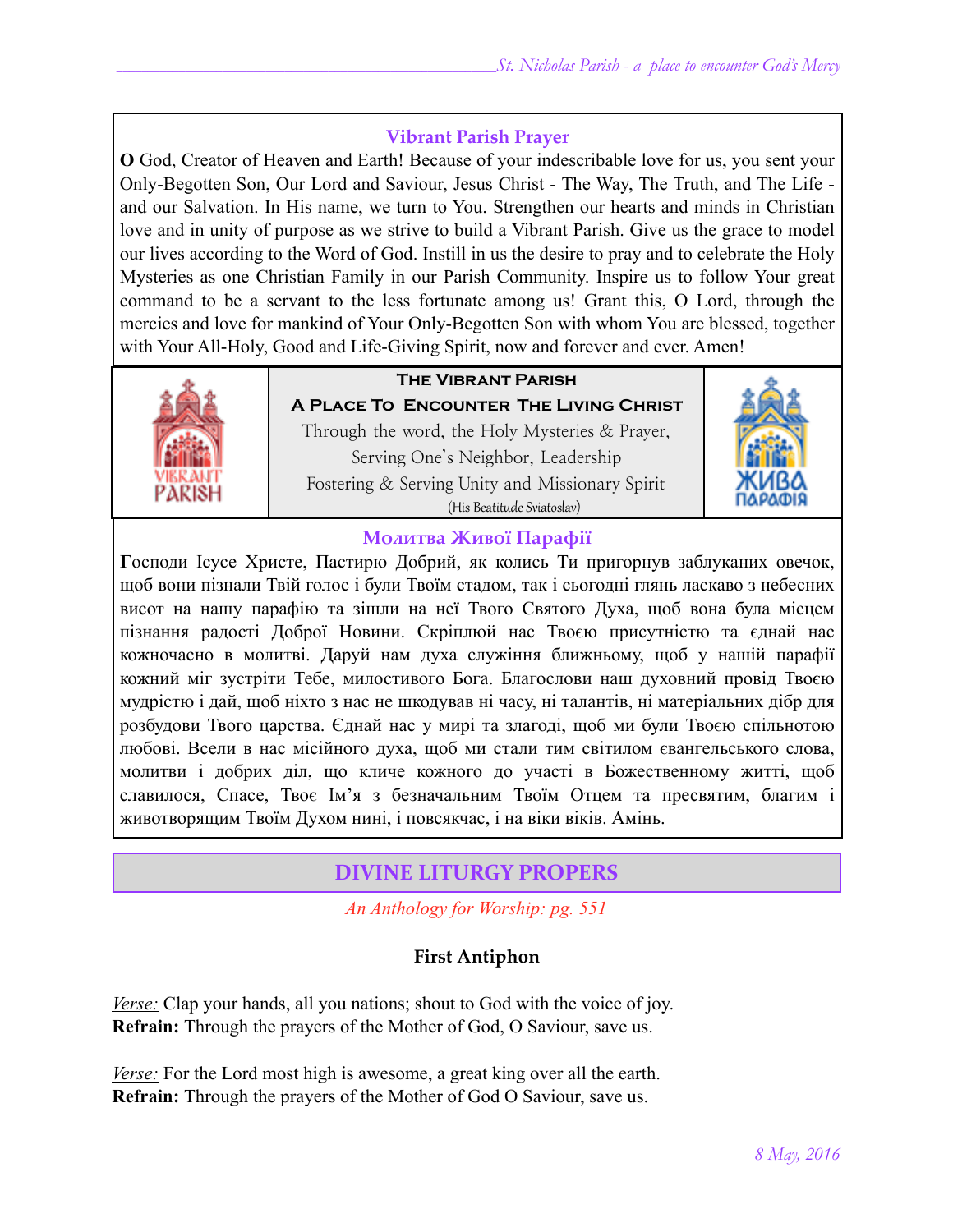## Vibrant Parish Prayer

**O** God, Creator of Heaven and Earth! Because of your indescribable love for us, you sent your Only-Begotten Son, Our Lord and Saviour, Jesus Christ - The Way, The Truth, and The Life - and our Salvation. In His name, we turn to You. Strengthen our hearts and minds in Christian love and in unity of purpose as we strive to build a Vibrant Parish. Give us the grace to model our lives according to the Word of God. Instill in us the desire to pray and to celebrate the Holy Mysteries as one Christian Family in our Parish Community. Inspire us to follow Your great command to be a servant to the less fortunate among us! Grant this, O Lord, through the mercies and love for mankind of Your Only-Begotten Son with whom You are blessed, together with Your All-Holy, Good and Life-Giving Spirit, now and forever and ever. Amen!

VIBRANT PARISH

**The Vibrant Parish**

**A Place To Encounter The Living Christ**

Through the word, the Holy Mysteries & Prayer,
Serving One's Neighbor, Leadership
Fostering & Serving Unity and Missionary Spirit
(His Beatitude Sviatoslav)

ЖИВА ПАРАФІЯ

## Молитва Живої Парафії

**Г**осподи Ісусе Христе, Пастирю Добрий, як колись Ти пригорнув заблуканих овечок, щоб вони пізнали Твій голос і були Твоїм стадом, так і сьогодні глянь ласкаво з небесних висот на нашу парафію та зішли на неї Твого Святого Духа, щоб вона була місцем пізнання радості Доброї Новини. Скріплюй нас Твоєю присутністю та єднай нас кожночасно в молитві. Даруй нам духа служіння ближньому, щоб у нашій парафії кожний міг зустріти Тебе, милостивого Бога. Благослови наш духовний провід Твоєю мудрістю і дай, щоб ніхто з нас не шкодував ні часу, ні талантів, ні матеріальних дібр для розбудови Твого царства. Єднай нас у мирі та злагоді, щоб ми були Твоєю спільнотою любові. Всели в нас місійного духа, щоб ми стали тим світилом євангельського слова, молитви і добрих діл, що кличе кожного до участі в Божественному житті, щоб славилося, Спасе, Твоє Ім'я з безначальним Твоїм Отцем та пресвятим, благим і животворящим Твоїм Духом нині, і повсякчас, і на віки віків. Амінь.

## DIVINE LITURGY PROPERS

*An Anthology for Worship: pg. 551*

### First Antiphon

*Verse:* Clap your hands, all you nations; shout to God with the voice of joy.
**Refrain:** Through the prayers of the Mother of God, O Saviour, save us.

*Verse:* For the Lord most high is awesome, a great king over all the earth.
**Refrain:** Through the prayers of the Mother of God O Saviour, save us.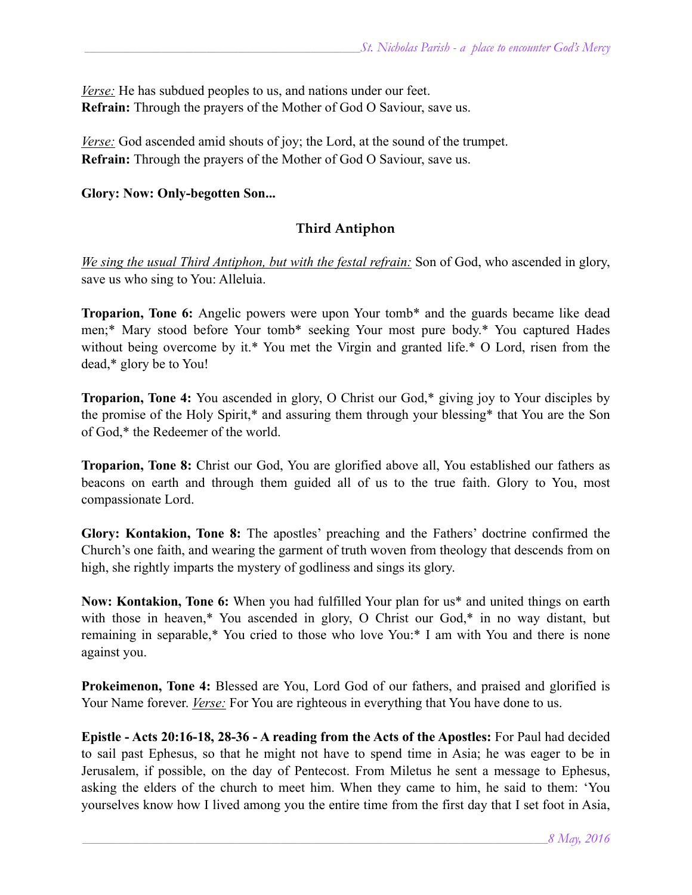*Verse:* He has subdued peoples to us, and nations under our feet.
**Refrain:** Through the prayers of the Mother of God O Saviour, save us.

*Verse:* God ascended amid shouts of joy; the Lord, at the sound of the trumpet.
**Refrain:** Through the prayers of the Mother of God O Saviour, save us.

**Glory: Now: Only-begotten Son...**

## Third Antiphon

*We sing the usual Third Antiphon, but with the festal refrain:* Son of God, who ascended in glory, save us who sing to You: Alleluia.

**Troparion, Tone 6:** Angelic powers were upon Your tomb* and the guards became like dead men;* Mary stood before Your tomb* seeking Your most pure body.* You captured Hades without being overcome by it.* You met the Virgin and granted life.* O Lord, risen from the dead,* glory be to You!

**Troparion, Tone 4:** You ascended in glory, O Christ our God,* giving joy to Your disciples by the promise of the Holy Spirit,* and assuring them through your blessing* that You are the Son of God,* the Redeemer of the world.

**Troparion, Tone 8:** Christ our God, You are glorified above all, You established our fathers as beacons on earth and through them guided all of us to the true faith. Glory to You, most compassionate Lord.

**Glory: Kontakion, Tone 8:** The apostles' preaching and the Fathers' doctrine confirmed the Church's one faith, and wearing the garment of truth woven from theology that descends from on high, she rightly imparts the mystery of godliness and sings its glory.

**Now: Kontakion, Tone 6:** When you had fulfilled Your plan for us* and united things on earth with those in heaven,* You ascended in glory, O Christ our God,* in no way distant, but remaining in separable,* You cried to those who love You:* I am with You and there is none against you.

**Prokeimenon, Tone 4:** Blessed are You, Lord God of our fathers, and praised and glorified is Your Name forever. *Verse:* For You are righteous in everything that You have done to us.

**Epistle - Acts 20:16-18, 28-36 - A reading from the Acts of the Apostles:** For Paul had decided to sail past Ephesus, so that he might not have to spend time in Asia; he was eager to be in Jerusalem, if possible, on the day of Pentecost. From Miletus he sent a message to Ephesus, asking the elders of the church to meet him. When they came to him, he said to them: 'You yourselves know how I lived among you the entire time from the first day that I set foot in Asia,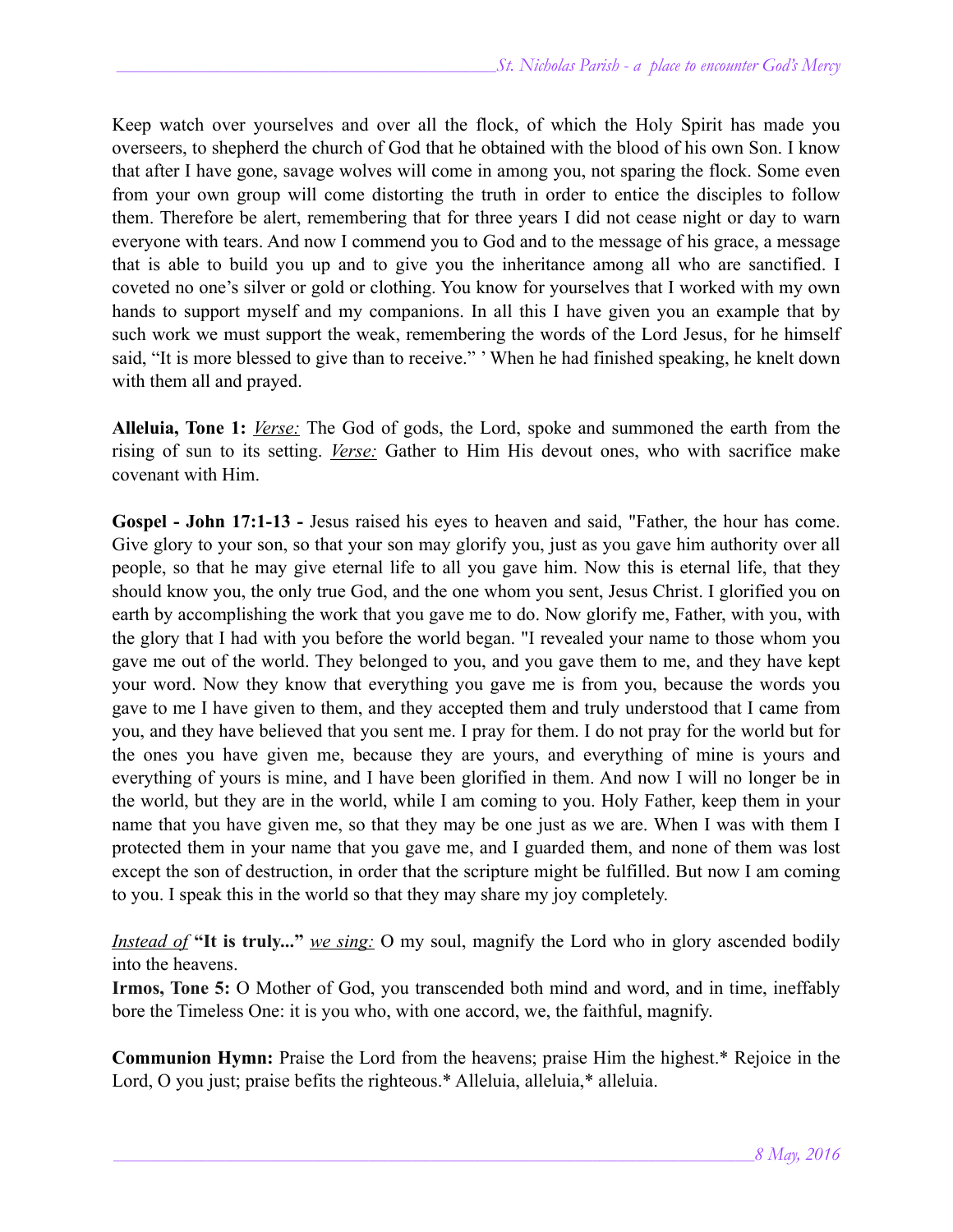Keep watch over yourselves and over all the flock, of which the Holy Spirit has made you overseers, to shepherd the church of God that he obtained with the blood of his own Son. I know that after I have gone, savage wolves will come in among you, not sparing the flock. Some even from your own group will come distorting the truth in order to entice the disciples to follow them. Therefore be alert, remembering that for three years I did not cease night or day to warn everyone with tears. And now I commend you to God and to the message of his grace, a message that is able to build you up and to give you the inheritance among all who are sanctified. I coveted no one's silver or gold or clothing. You know for yourselves that I worked with my own hands to support myself and my companions. In all this I have given you an example that by such work we must support the weak, remembering the words of the Lord Jesus, for he himself said, "It is more blessed to give than to receive." ' When he had finished speaking, he knelt down with them all and prayed.

**Alleluia, Tone 1:** *Verse:* The God of gods, the Lord, spoke and summoned the earth from the rising of sun to its setting. *Verse:* Gather to Him His devout ones, who with sacrifice make covenant with Him.

**Gospel - John 17:1-13 -** Jesus raised his eyes to heaven and said, "Father, the hour has come. Give glory to your son, so that your son may glorify you, just as you gave him authority over all people, so that he may give eternal life to all you gave him. Now this is eternal life, that they should know you, the only true God, and the one whom you sent, Jesus Christ. I glorified you on earth by accomplishing the work that you gave me to do. Now glorify me, Father, with you, with the glory that I had with you before the world began. "I revealed your name to those whom you gave me out of the world. They belonged to you, and you gave them to me, and they have kept your word. Now they know that everything you gave me is from you, because the words you gave to me I have given to them, and they accepted them and truly understood that I came from you, and they have believed that you sent me. I pray for them. I do not pray for the world but for the ones you have given me, because they are yours, and everything of mine is yours and everything of yours is mine, and I have been glorified in them. And now I will no longer be in the world, but they are in the world, while I am coming to you. Holy Father, keep them in your name that you have given me, so that they may be one just as we are. When I was with them I protected them in your name that you gave me, and I guarded them, and none of them was lost except the son of destruction, in order that the scripture might be fulfilled. But now I am coming to you. I speak this in the world so that they may share my joy completely.

*Instead of* **"It is truly..."** *we sing:* O my soul, magnify the Lord who in glory ascended bodily into the heavens.
**Irmos, Tone 5:** O Mother of God, you transcended both mind and word, and in time, ineffably bore the Timeless One: it is you who, with one accord, we, the faithful, magnify.

**Communion Hymn:** Praise the Lord from the heavens; praise Him the highest.* Rejoice in the Lord, O you just; praise befits the righteous.* Alleluia, alleluia,* alleluia.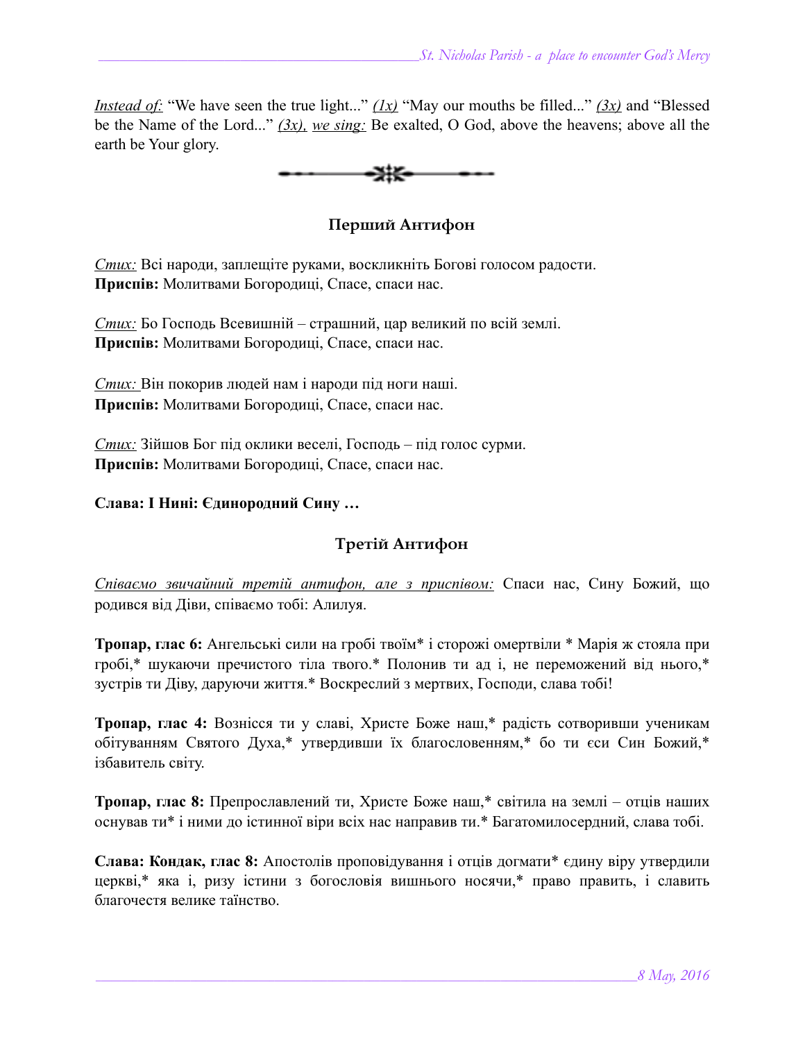*Instead of:* “We have seen the true light...” *(1x)* “May our mouths be filled...” *(3x)* and “Blessed be the Name of the Lord...” *(3x), we sing:* Be exalted, O God, above the heavens; above all the earth be Your glory.

## Перший Антифон

*Стих:* Всі народи, заплещіте руками, воскликніть Богові голосом радости.
**Приспів:** Молитвами Богородиці, Спасе, спаси нас.

*Стих:* Бо Господь Всевишній – страшний, цар великий по всій землі.
**Приспів:** Молитвами Богородиці, Спасе, спаси нас.

*Стих:* Він покорив людей нам і народи під ноги наші.
**Приспів:** Молитвами Богородиці, Спасе, спаси нас.

*Стих:* Зійшов Бог під оклики веселі, Господь – під голос сурми.
**Приспів:** Молитвами Богородиці, Спасе, спаси нас.

**Слава: І Нині: Єдинородний Сину …**

## Третій Антифон

*Співаємо звичайний третій антифон, але з приспівом:* Спаси нас, Сину Божий, що родився від Діви, співаємо тобі: Алилуя.

**Тропар, глас 6:** Ангельські сили на гробі твоїм* і сторожі омертвіли * Марія ж стояла при гробі,* шукаючи пречистого тіла твого.* Полонив ти ад і, не переможений від нього,* зустрів ти Діву, даруючи життя.* Воскреслий з мертвих, Господи, слава тобі!

**Тропар, глас 4:** Вознісся ти у славі, Христе Боже наш,* радість сотворивши ученикам обітуванням Святого Духа,* утвердивши їх благословенням,* бо ти єси Син Божий,* ізбавитель світу.

**Тропар, глас 8:** Препрославлений ти, Христе Боже наш,* світила на землі – отців наших основав ти* і ними до істинної віри всіх нас направив ти.* Багатомилосердний, слава тобі.

**Слава: Кондак, глас 8:** Апостолів проповідування і отців догмати* єдину віру утвердили церкві,* яка і, ризу істини з богословія вишнього носячи,* право править, і славить благочестя велике таїнство.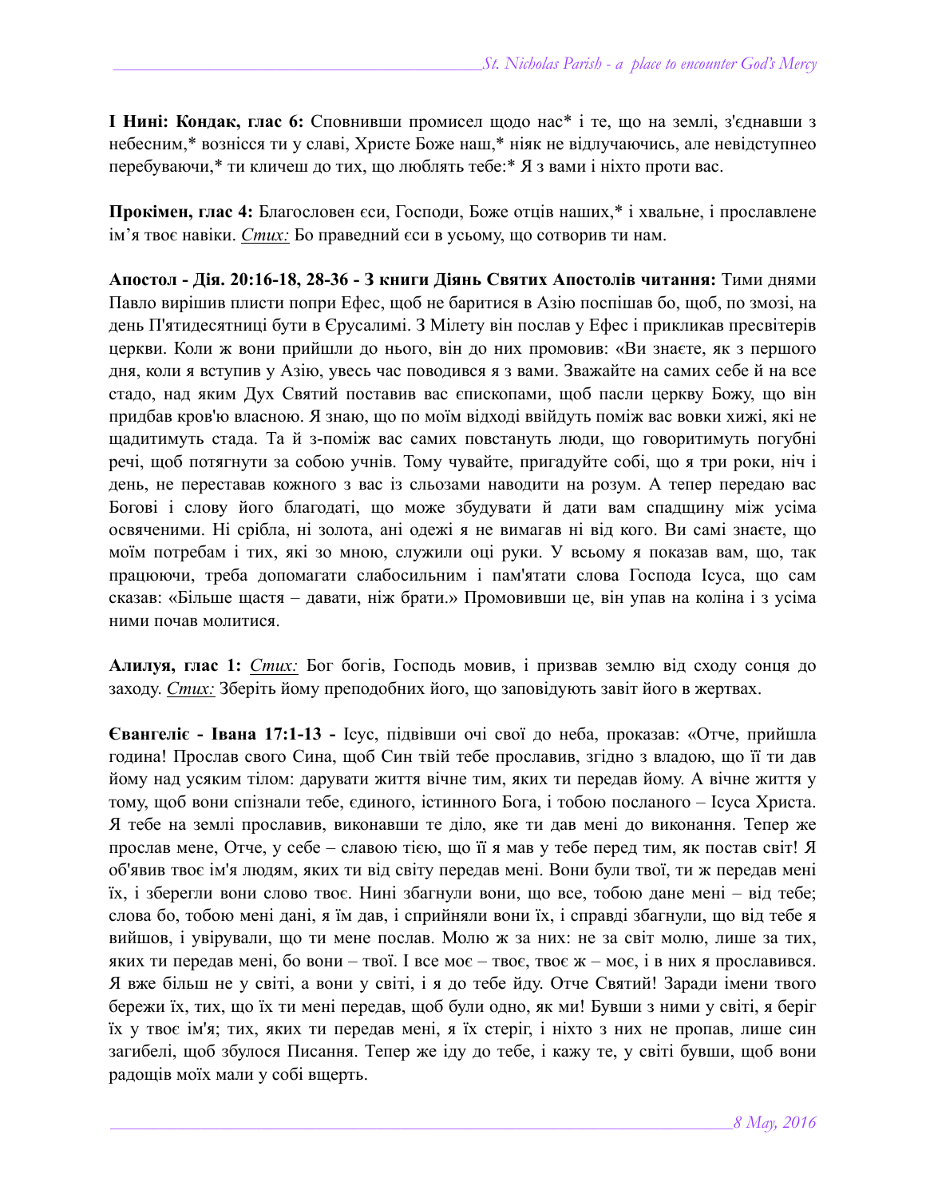**І Нині: Кондак, глас 6:** Сповнивши промисел щодо нас* і те, що на землі, з'єднавши з небесним,* вознісся ти у славі, Христе Боже наш,* ніяк не відлучаючись, але невідступнео перебуваючи,* ти кличеш до тих, що люблять тебе:* Я з вами і ніхто проти вас.

**Прокімен, глас 4:** Благословен єси, Господи, Боже отців наших,* і хвальне, і прославлене ім'я твоє навіки. *Стих:* Бо праведний єси в усьому, що сотворив ти нам.

**Апостол - Дія. 20:16-18, 28-36 - З книги Діянь Святих Апостолів читання:** Тими днями Павло вирішив плисти попри Ефес, щоб не баритися в Азію поспішав бо, щоб, по змозі, на день П'ятидесятниці бути в Єрусалимі. З Мілету він послав у Ефес і прикликав пресвітерів церкви. Коли ж вони прийшли до нього, він до них промовив: «Ви знаєте, як з першого дня, коли я вступив у Азію, увесь час поводився я з вами. Зважайте на самих себе й на все стадо, над яким Дух Святий поставив вас єпископами, щоб пасли церкву Божу, що він придбав кров'ю власною. Я знаю, що по моїм відході ввійдуть поміж вас вовки хижі, які не щадитимуть стада. Та й з-поміж вас самих повстануть люди, що говоритимуть погубні речі, щоб потягнути за собою учнів. Тому чувайте, пригадуйте собі, що я три роки, ніч і день, не переставав кожного з вас із сльозами наводити на розум. А тепер передаю вас Богові і слову його благодаті, що може збудувати й дати вам спадщину між усіма освяченими. Ні срібла, ні золота, ані одежі я не вимагав ні від кого. Ви самі знаєте, що моїм потребам і тих, які зо мною, служили оці руки. У всьому я показав вам, що, так працюючи, треба допомагати слабосильним і пам'ятати слова Господа Ісуса, що сам сказав: «Більше щастя – давати, ніж брати.» Промовивши це, він упав на коліна і з усіма ними почав молитися.

**Алилуя, глас 1:** *Стих:* Бог богів, Господь мовив, і призвав землю від сходу сонця до заходу. *Стих:* Зберіть йому преподобних його, що заповідують завіт його в жертвах.

**Євангеліє - Івана 17:1-13 -** Ісус, підвівши очі свої до неба, проказав: «Отче, прийшла година! Прослав свого Сина, щоб Син твій тебе прославив, згідно з владою, що її ти дав йому над усяким тілом: дарувати життя вічне тим, яких ти передав йому. А вічне життя у тому, щоб вони спізнали тебе, єдиного, істинного Бога, і тобою посланого – Ісуса Христа. Я тебе на землі прославив, виконавши те діло, яке ти дав мені до виконання. Тепер же прослав мене, Отче, у себе – славою тією, що її я мав у тебе перед тим, як постав світ! Я об'явив твоє ім'я людям, яких ти від світу передав мені. Вони були твої, ти ж передав мені їх, і зберегли вони слово твоє. Нині збагнули вони, що все, тобою дане мені – від тебе; слова бо, тобою мені дані, я їм дав, і сприйняли вони їх, і справді збагнули, що від тебе я вийшов, і увірували, що ти мене послав. Молю ж за них: не за світ молю, лише за тих, яких ти передав мені, бо вони – твої. І все моє – твоє, твоє ж – моє, і в них я прославився. Я вже більш не у світі, а вони у світі, і я до тебе йду. Отче Святий! Заради імени твого бережи їх, тих, що їх ти мені передав, щоб були одно, як ми! Бувши з ними у світі, я беріг їх у твоє ім'я; тих, яких ти передав мені, я їх стеріг, і ніхто з них не пропав, лише син загибелі, щоб збулося Писання. Тепер же іду до тебе, і кажу те, у світі бувши, щоб вони радощів моїх мали у собі вщерть.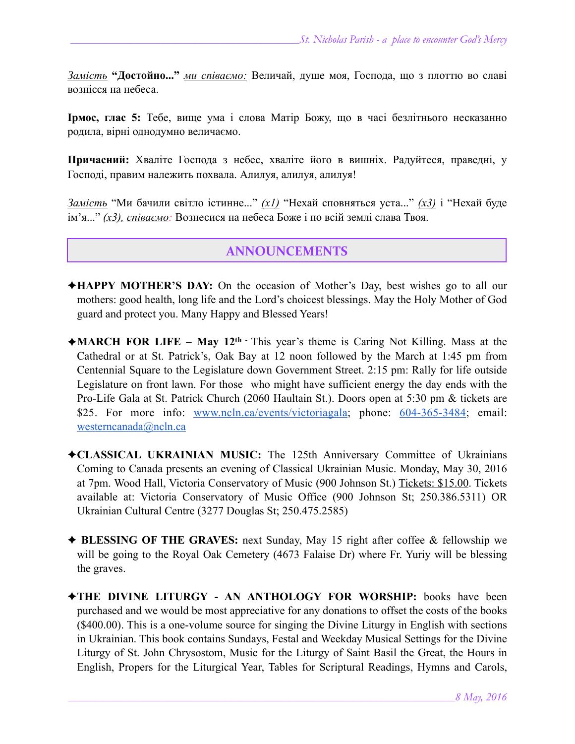*Замість* **"Достойно..."** *ми співаємо:* Величай, душе моя, Господа, що з плоттю во славі вознісся на небеса.

**Ірмос, глас 5:** Тебе, вище ума і слова Матір Божу, що в часі безлітнього несказанно родила, вірні однодумно величаємо.

**Причасний:** Хваліте Господа з небес, хваліте його в вишніх. Радуйтеся, праведні, у Господі, правим належить похвала. Алилуя, алилуя, алилуя!

*Замість* "Ми бачили світло істинне..." *(x1)* "Нехай сповняться уста..." *(x3)* і "Нехай буде ім'я..." *(x3), співаємо:* Вознесися на небеса Боже і по всій землі слава Твоя.

## ANNOUNCEMENTS

✦**HAPPY MOTHER'S DAY:** On the occasion of Mother's Day, best wishes go to all our mothers: good health, long life and the Lord's choicest blessings. May the Holy Mother of God guard and protect you. Many Happy and Blessed Years!

✦**MARCH FOR LIFE – May 12th** - This year's theme is Caring Not Killing. Mass at the Cathedral or at St. Patrick's, Oak Bay at 12 noon followed by the March at 1:45 pm from Centennial Square to the Legislature down Government Street. 2:15 pm: Rally for life outside Legislature on front lawn. For those who might have sufficient energy the day ends with the Pro-Life Gala at St. Patrick Church (2060 Haultain St.). Doors open at 5:30 pm & tickets are $25. For more info: www.ncln.ca/events/victoriagala; phone: 604-365-3484; email: westerncanada@ncln.ca

✦**CLASSICAL UKRAINIAN MUSIC:** The 125th Anniversary Committee of Ukrainians Coming to Canada presents an evening of Classical Ukrainian Music. Monday, May 30, 2016 at 7pm. Wood Hall, Victoria Conservatory of Music (900 Johnson St.) Tickets: $15.00. Tickets available at: Victoria Conservatory of Music Office (900 Johnson St; 250.386.5311) OR Ukrainian Cultural Centre (3277 Douglas St; 250.475.2585)

✦ **BLESSING OF THE GRAVES:** next Sunday, May 15 right after coffee & fellowship we will be going to the Royal Oak Cemetery (4673 Falaise Dr) where Fr. Yuriy will be blessing the graves.

✦**THE DIVINE LITURGY - AN ANTHOLOGY FOR WORSHIP:** books have been purchased and we would be most appreciative for any donations to offset the costs of the books ($400.00). This is a one-volume source for singing the Divine Liturgy in English with sections in Ukrainian. This book contains Sundays, Festal and Weekday Musical Settings for the Divine Liturgy of St. John Chrysostom, Music for the Liturgy of Saint Basil the Great, the Hours in English, Propers for the Liturgical Year, Tables for Scriptural Readings, Hymns and Carols,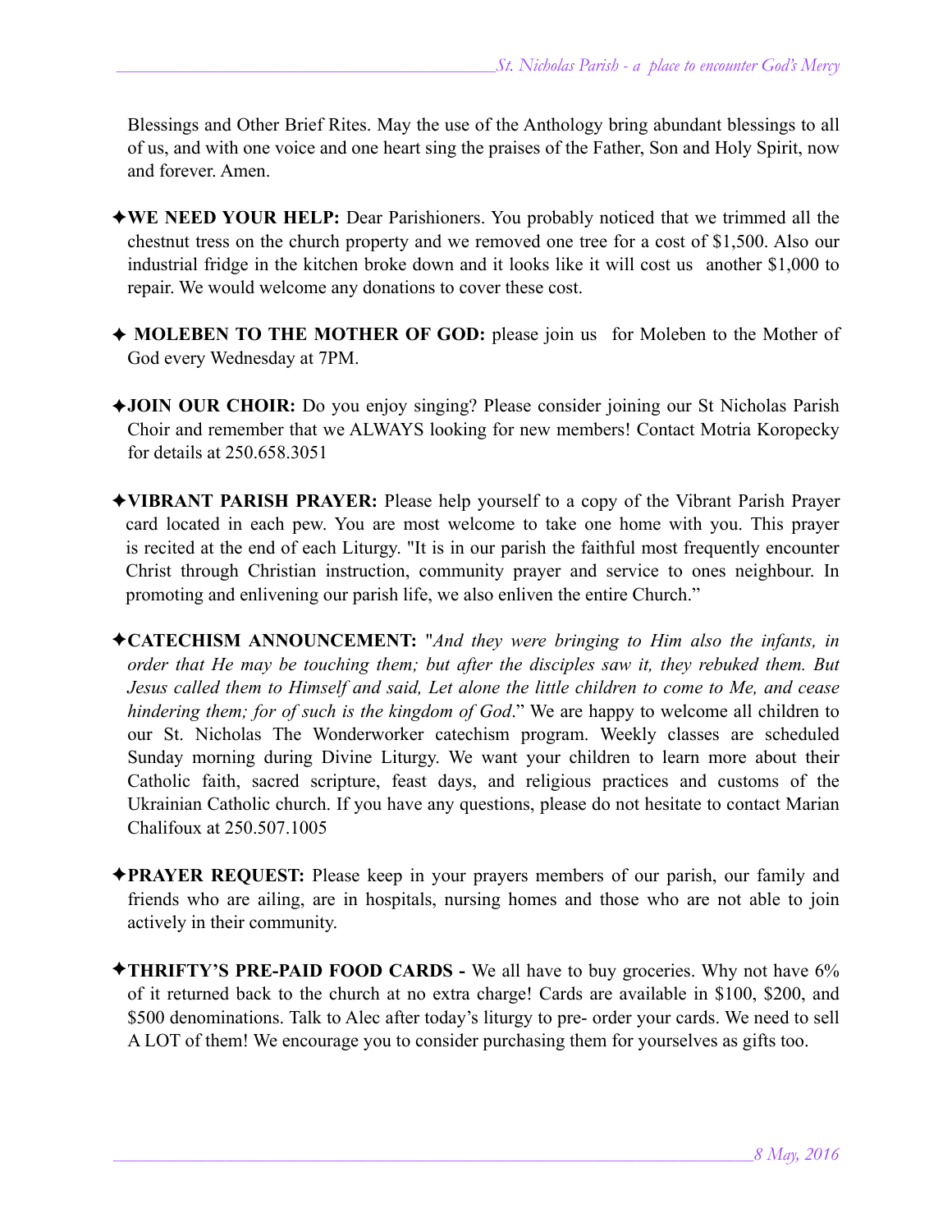Blessings and Other Brief Rites. May the use of the Anthology bring abundant blessings to all of us, and with one voice and one heart sing the praises of the Father, Son and Holy Spirit, now and forever. Amen.

✦**WE NEED YOUR HELP:** Dear Parishioners. You probably noticed that we trimmed all the chestnut tress on the church property and we removed one tree for a cost of $1,500. Also our industrial fridge in the kitchen broke down and it looks like it will cost us another $1,000 to repair. We would welcome any donations to cover these cost.

✦ **MOLEBEN TO THE MOTHER OF GOD:** please join us for Moleben to the Mother of God every Wednesday at 7PM.

✦**JOIN OUR CHOIR:** Do you enjoy singing? Please consider joining our St Nicholas Parish Choir and remember that we ALWAYS looking for new members! Contact Motria Koropecky for details at 250.658.3051

✦**VIBRANT PARISH PRAYER:** Please help yourself to a copy of the Vibrant Parish Prayer card located in each pew. You are most welcome to take one home with you. This prayer is recited at the end of each Liturgy. "It is in our parish the faithful most frequently encounter Christ through Christian instruction, community prayer and service to ones neighbour. In promoting and enlivening our parish life, we also enliven the entire Church."

✦**CATECHISM ANNOUNCEMENT:** "*And they were bringing to Him also the infants, in order that He may be touching them; but after the disciples saw it, they rebuked them. But Jesus called them to Himself and said, Let alone the little children to come to Me, and cease hindering them; for of such is the kingdom of God*." We are happy to welcome all children to our St. Nicholas The Wonderworker catechism program. Weekly classes are scheduled Sunday morning during Divine Liturgy. We want your children to learn more about their Catholic faith, sacred scripture, feast days, and religious practices and customs of the Ukrainian Catholic church. If you have any questions, please do not hesitate to contact Marian Chalifoux at 250.507.1005

✦**PRAYER REQUEST:** Please keep in your prayers members of our parish, our family and friends who are ailing, are in hospitals, nursing homes and those who are not able to join actively in their community.

✦**THRIFTY'S PRE-PAID FOOD CARDS -** We all have to buy groceries. Why not have 6% of it returned back to the church at no extra charge! Cards are available in $100, $200, and $500 denominations. Talk to Alec after today's liturgy to pre- order your cards. We need to sell A LOT of them! We encourage you to consider purchasing them for yourselves as gifts too.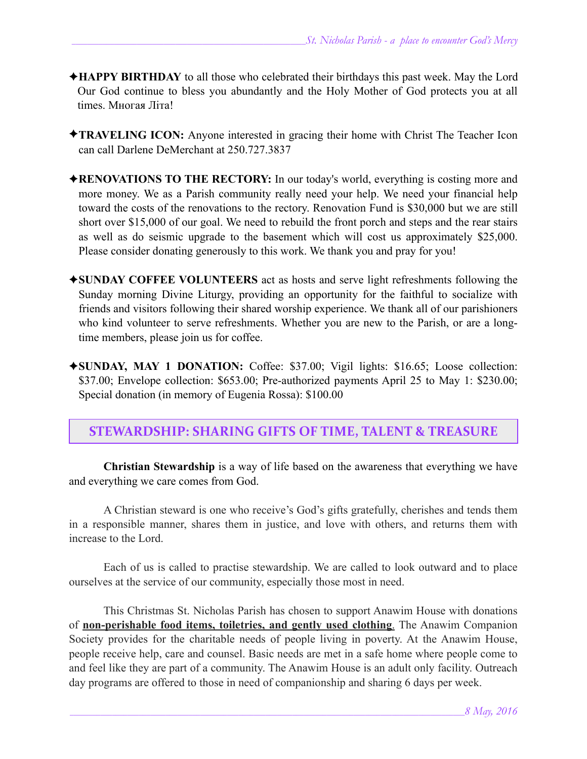✦**HAPPY BIRTHDAY** to all those who celebrated their birthdays this past week. May the Lord Our God continue to bless you abundantly and the Holy Mother of God protects you at all times. Многая Літа!

✦**TRAVELING ICON:** Anyone interested in gracing their home with Christ The Teacher Icon can call Darlene DeMerchant at 250.727.3837

✦**RENOVATIONS TO THE RECTORY:** In our today's world, everything is costing more and more money. We as a Parish community really need your help. We need your financial help toward the costs of the renovations to the rectory. Renovation Fund is $30,000 but we are still short over $15,000 of our goal. We need to rebuild the front porch and steps and the rear stairs as well as do seismic upgrade to the basement which will cost us approximately $25,000. Please consider donating generously to this work. We thank you and pray for you!

✦**SUNDAY COFFEE VOLUNTEERS** act as hosts and serve light refreshments following the Sunday morning Divine Liturgy, providing an opportunity for the faithful to socialize with friends and visitors following their shared worship experience. We thank all of our parishioners who kind volunteer to serve refreshments. Whether you are new to the Parish, or are a long-time members, please join us for coffee.

✦**SUNDAY, MAY 1 DONATION:** Coffee: $37.00; Vigil lights: $16.65; Loose collection: $37.00; Envelope collection: $653.00; Pre-authorized payments April 25 to May 1: $230.00; Special donation (in memory of Eugenia Rossa): $100.00

## STEWARDSHIP: SHARING GIFTS OF TIME, TALENT & TREASURE

**Christian Stewardship** is a way of life based on the awareness that everything we have and everything we care comes from God.

A Christian steward is one who receive's God's gifts gratefully, cherishes and tends them in a responsible manner, shares them in justice, and love with others, and returns them with increase to the Lord.

Each of us is called to practise stewardship. We are called to look outward and to place ourselves at the service of our community, especially those most in need.

This Christmas St. Nicholas Parish has chosen to support Anawim House with donations of **non-perishable food items, toiletries, and gently used clothing**. The Anawim Companion Society provides for the charitable needs of people living in poverty. At the Anawim House, people receive help, care and counsel. Basic needs are met in a safe home where people come to and feel like they are part of a community. The Anawim House is an adult only facility. Outreach day programs are offered to those in need of companionship and sharing 6 days per week.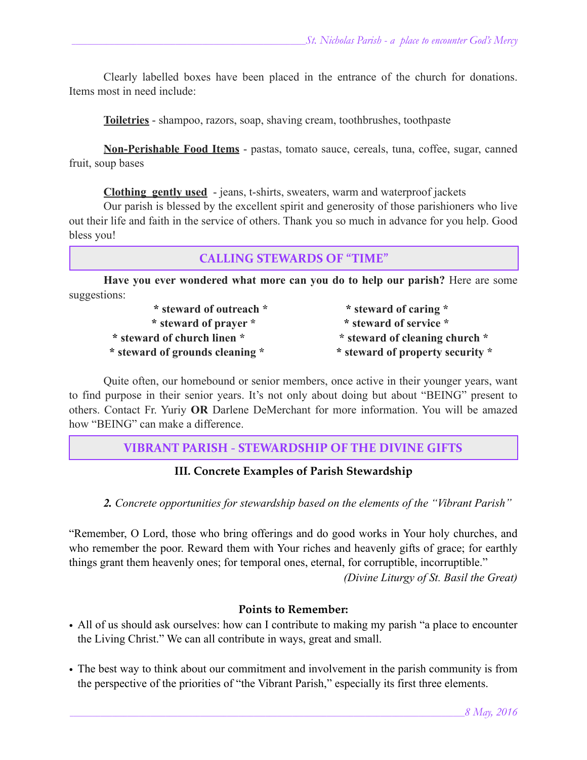Clearly labelled boxes have been placed in the entrance of the church for donations. Items most in need include:

**Toiletries** - shampoo, razors, soap, shaving cream, toothbrushes, toothpaste

**Non-Perishable Food Items** - pastas, tomato sauce, cereals, tuna, coffee, sugar, canned fruit, soup bases

**Clothing gently used** - jeans, t-shirts, sweaters, warm and waterproof jackets

Our parish is blessed by the excellent spirit and generosity of those parishioners who live out their life and faith in the service of others. Thank you so much in advance for you help. Good bless you!

## CALLING STEWARDS OF "TIME"

**Have you ever wondered what more can you do to help our parish?** Here are some suggestions:

**\* steward of outreach \***

**\* steward of prayer \***

**\* steward of church linen \***

**\* steward of grounds cleaning \***

**\* steward of caring \***

**\* steward of service \***

**\* steward of cleaning church \***

**\* steward of property security \***

Quite often, our homebound or senior members, once active in their younger years, want to find purpose in their senior years. It's not only about doing but about "BEING" present to others. Contact Fr. Yuriy **OR** Darlene DeMerchant for more information. You will be amazed how "BEING" can make a difference.

## VIBRANT PARISH - STEWARDSHIP OF THE DIVINE GIFTS

### III. Concrete Examples of Parish Stewardship

***2.** Concrete opportunities for stewardship based on the elements of the "Vibrant Parish"*

"Remember, O Lord, those who bring offerings and do good works in Your holy churches, and who remember the poor. Reward them with Your riches and heavenly gifts of grace; for earthly things grant them heavenly ones; for temporal ones, eternal, for corruptible, incorruptible."

*(Divine Liturgy of St. Basil the Great)*

**Points to Remember:**

- All of us should ask ourselves: how can I contribute to making my parish "a place to encounter the Living Christ." We can all contribute in ways, great and small.
- The best way to think about our commitment and involvement in the parish community is from the perspective of the priorities of "the Vibrant Parish," especially its first three elements.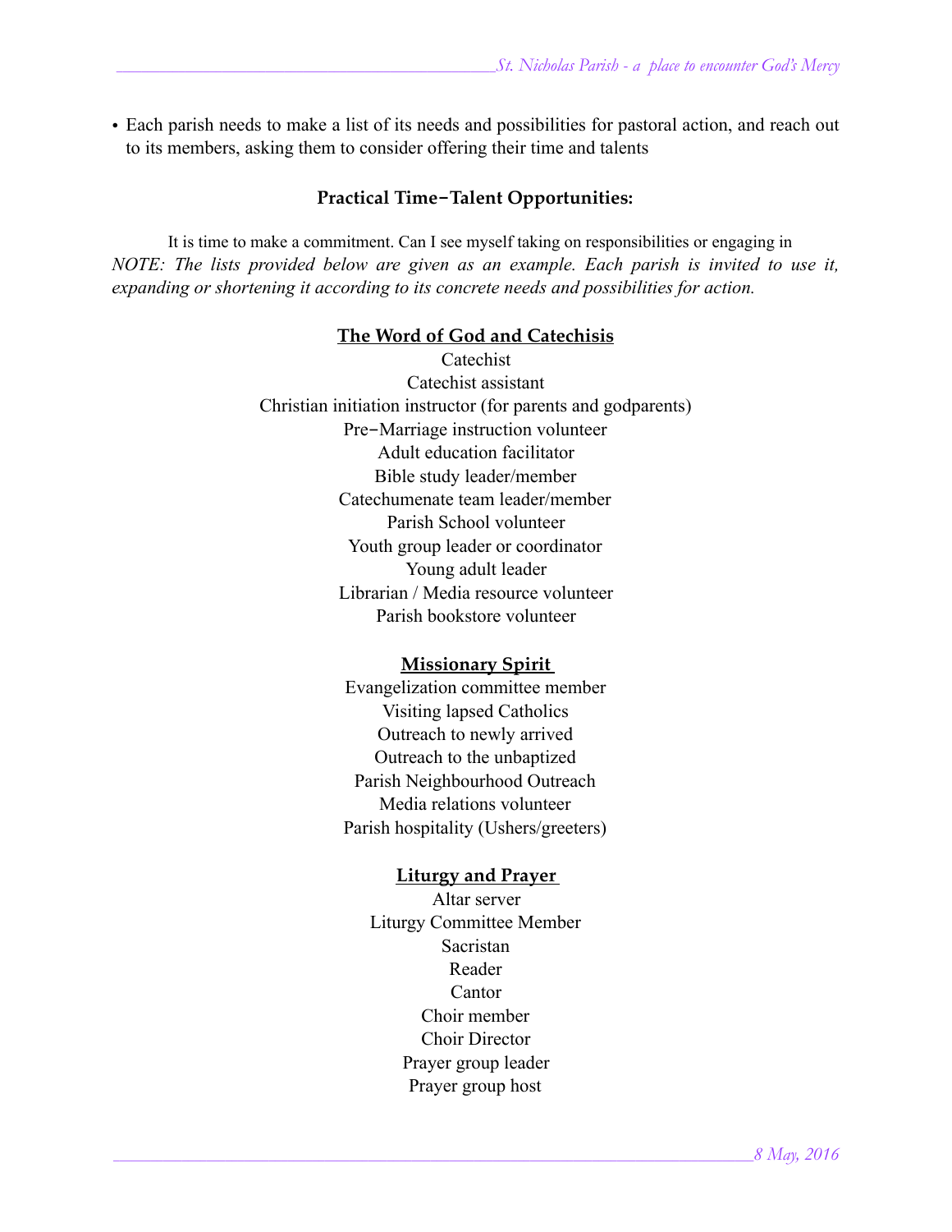- Each parish needs to make a list of its needs and possibilities for pastoral action, and reach out to its members, asking them to consider offering their time and talents

### Practical Time−Talent Opportunities:

It is time to make a commitment. Can I see myself taking on responsibilities or engaging in
*NOTE: The lists provided below are given as an example. Each parish is invited to use it, expanding or shortening it according to its concrete needs and possibilities for action.*

**The Word of God and Catechisis**

Catechist
Catechist assistant
Christian initiation instructor (for parents and godparents)
Pre−Marriage instruction volunteer
Adult education facilitator
Bible study leader/member
Catechumenate team leader/member
Parish School volunteer
Youth group leader or coordinator
Young adult leader
Librarian / Media resource volunteer
Parish bookstore volunteer

**Missionary Spirit**

Evangelization committee member
Visiting lapsed Catholics
Outreach to newly arrived
Outreach to the unbaptized
Parish Neighbourhood Outreach
Media relations volunteer
Parish hospitality (Ushers/greeters)

**Liturgy and Prayer**

Altar server
Liturgy Committee Member
Sacristan
Reader
Cantor
Choir member
Choir Director
Prayer group leader
Prayer group host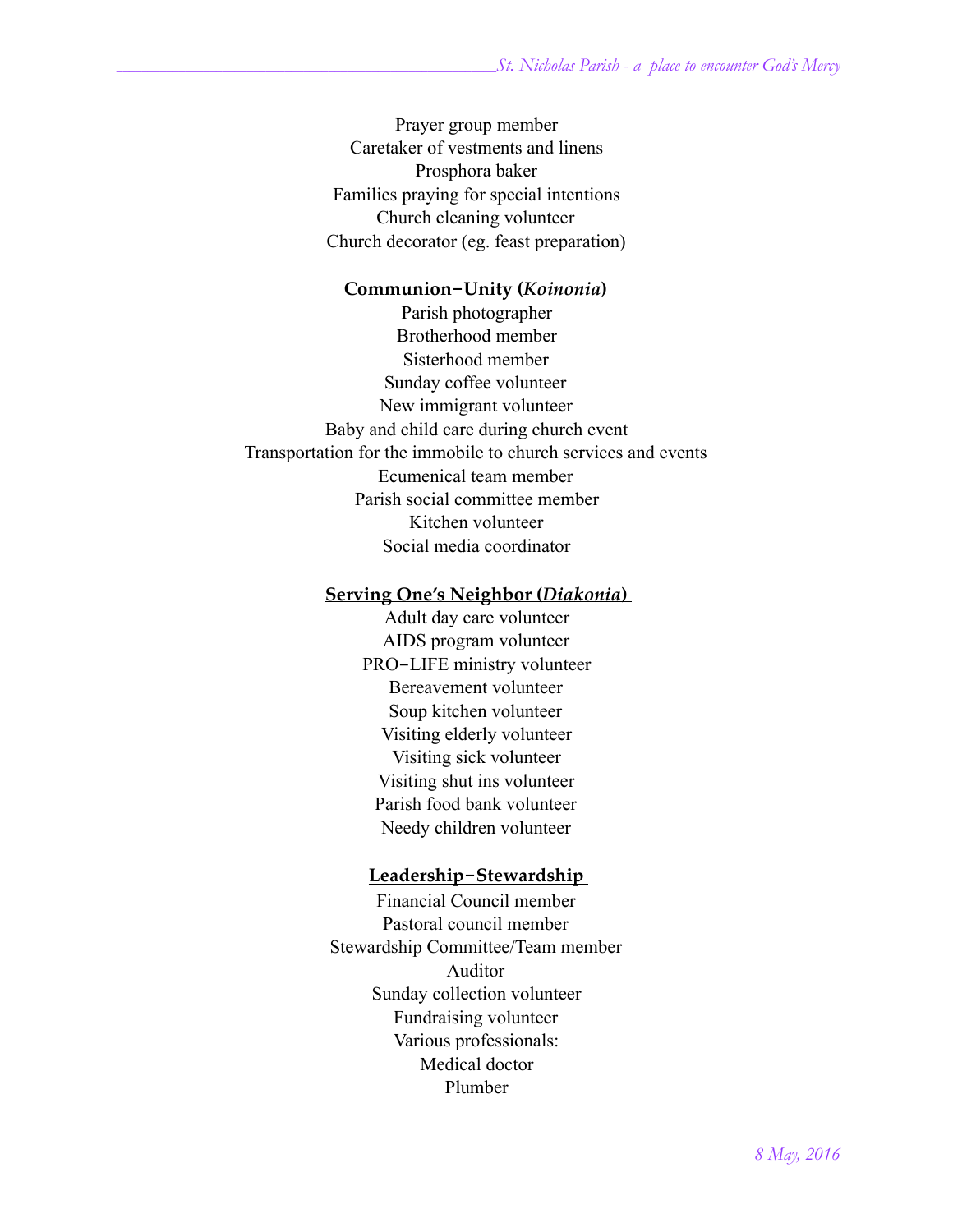Prayer group member
Caretaker of vestments and linens
Prosphora baker
Families praying for special intentions
Church cleaning volunteer
Church decorator (eg. feast preparation)

### Communion–Unity (*Koinonia*)

Parish photographer
Brotherhood member
Sisterhood member
Sunday coffee volunteer
New immigrant volunteer
Baby and child care during church event
Transportation for the immobile to church services and events
Ecumenical team member
Parish social committee member
Kitchen volunteer
Social media coordinator

### Serving One's Neighbor (*Diakonia*)

Adult day care volunteer
AIDS program volunteer
PRO–LIFE ministry volunteer
Bereavement volunteer
Soup kitchen volunteer
Visiting elderly volunteer
Visiting sick volunteer
Visiting shut ins volunteer
Parish food bank volunteer
Needy children volunteer

### Leadership–Stewardship

Financial Council member
Pastoral council member
Stewardship Committee/Team member
Auditor
Sunday collection volunteer
Fundraising volunteer
Various professionals:
Medical doctor
Plumber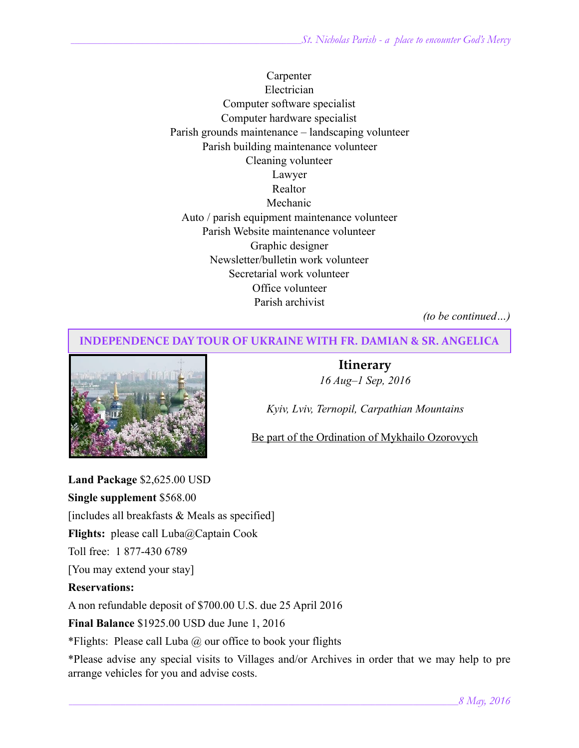Carpenter
Electrician
Computer software specialist
Computer hardware specialist
Parish grounds maintenance – landscaping volunteer
Parish building maintenance volunteer
Cleaning volunteer
Lawyer
Realtor
Mechanic
Auto / parish equipment maintenance volunteer
Parish Website maintenance volunteer
Graphic designer
Newsletter/bulletin work volunteer
Secretarial work volunteer
Office volunteer
Parish archivist

*(to be continued…)*

## INDEPENDENCE DAY TOUR OF UKRAINE WITH FR. DAMIAN & SR. ANGELICA

### Itinerary

*16 Aug–1 Sep, 2016*

*Kyiv, Lviv, Ternopil, Carpathian Mountains*

Be part of the Ordination of Mykhailo Ozorovych

**Land Package** $2,625.00 USD

**Single supplement** $568.00

[includes all breakfasts & Meals as specified]

**Flights:** please call Luba@Captain Cook

Toll free: 1 877-430 6789

[You may extend your stay]

**Reservations:**

A non refundable deposit of $700.00 U.S. due 25 April 2016

**Final Balance** $1925.00 USD due June 1, 2016

*Flights: Please call Luba @ our office to book your flights

*Please advise any special visits to Villages and/or Archives in order that we may help to pre arrange vehicles for you and advise costs.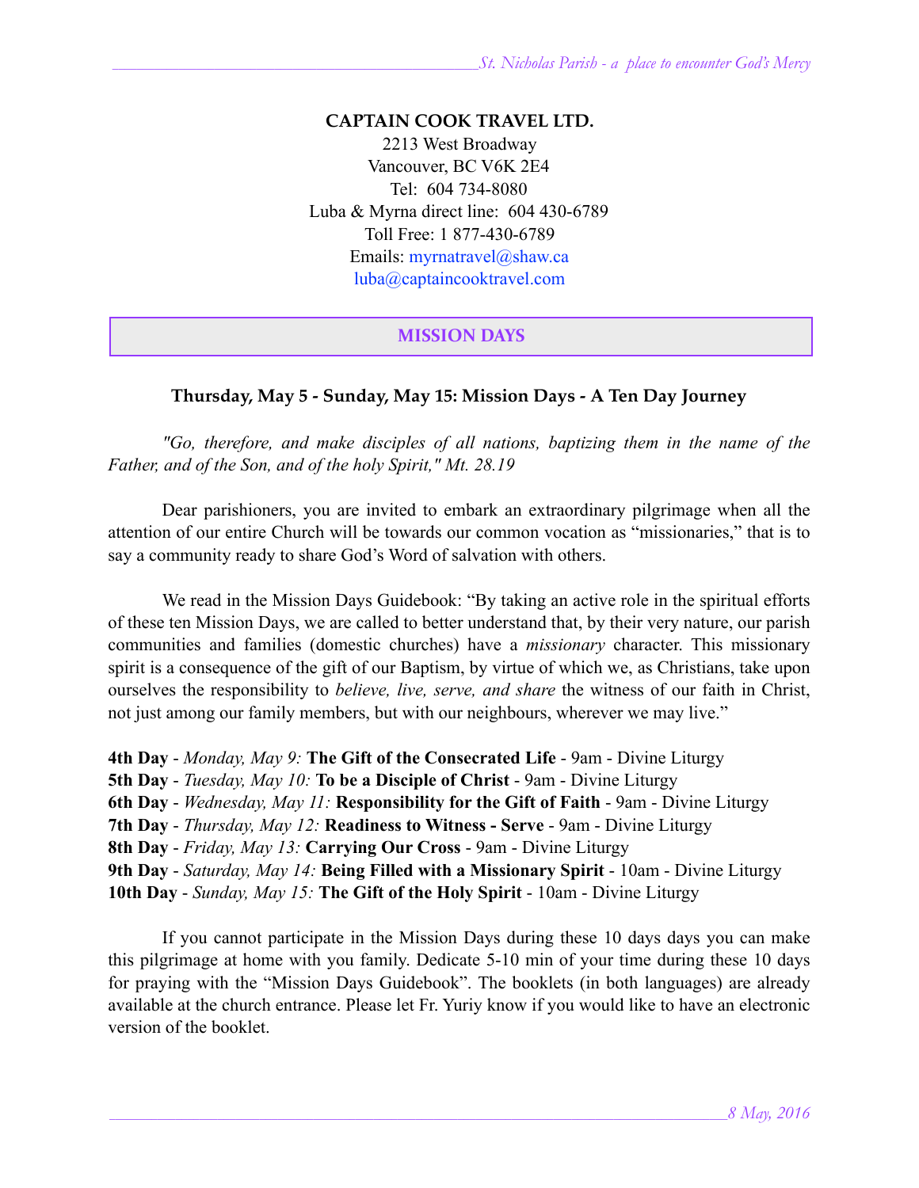**CAPTAIN COOK TRAVEL LTD.**
2213 West Broadway
Vancouver, BC V6K 2E4
Tel: 604 734-8080
Luba & Myrna direct line: 604 430-6789
Toll Free: 1 877-430-6789
Emails: myrnatravel@shaw.ca
luba@captaincooktravel.com

## MISSION DAYS

### Thursday, May 5 - Sunday, May 15: Mission Days - A Ten Day Journey

*"Go, therefore, and make disciples of all nations, baptizing them in the name of the Father, and of the Son, and of the holy Spirit," Mt. 28.19*

Dear parishioners, you are invited to embark an extraordinary pilgrimage when all the attention of our entire Church will be towards our common vocation as "missionaries," that is to say a community ready to share God's Word of salvation with others.

We read in the Mission Days Guidebook: "By taking an active role in the spiritual efforts of these ten Mission Days, we are called to better understand that, by their very nature, our parish communities and families (domestic churches) have a *missionary* character. This missionary spirit is a consequence of the gift of our Baptism, by virtue of which we, as Christians, take upon ourselves the responsibility to *believe, live, serve, and share* the witness of our faith in Christ, not just among our family members, but with our neighbours, wherever we may live."

**4th Day** - *Monday, May 9:* **The Gift of the Consecrated Life** - 9am - Divine Liturgy
**5th Day** - *Tuesday, May 10:* **To be a Disciple of Christ** - 9am - Divine Liturgy
**6th Day** - *Wednesday, May 11:* **Responsibility for the Gift of Faith** - 9am - Divine Liturgy
**7th Day** - *Thursday, May 12:* **Readiness to Witness - Serve** - 9am - Divine Liturgy
**8th Day** - *Friday, May 13:* **Carrying Our Cross** - 9am - Divine Liturgy
**9th Day** - *Saturday, May 14:* **Being Filled with a Missionary Spirit** - 10am - Divine Liturgy
**10th Day** - *Sunday, May 15:* **The Gift of the Holy Spirit** - 10am - Divine Liturgy

If you cannot participate in the Mission Days during these 10 days days you can make this pilgrimage at home with you family. Dedicate 5-10 min of your time during these 10 days for praying with the "Mission Days Guidebook". The booklets (in both languages) are already available at the church entrance. Please let Fr. Yuriy know if you would like to have an electronic version of the booklet.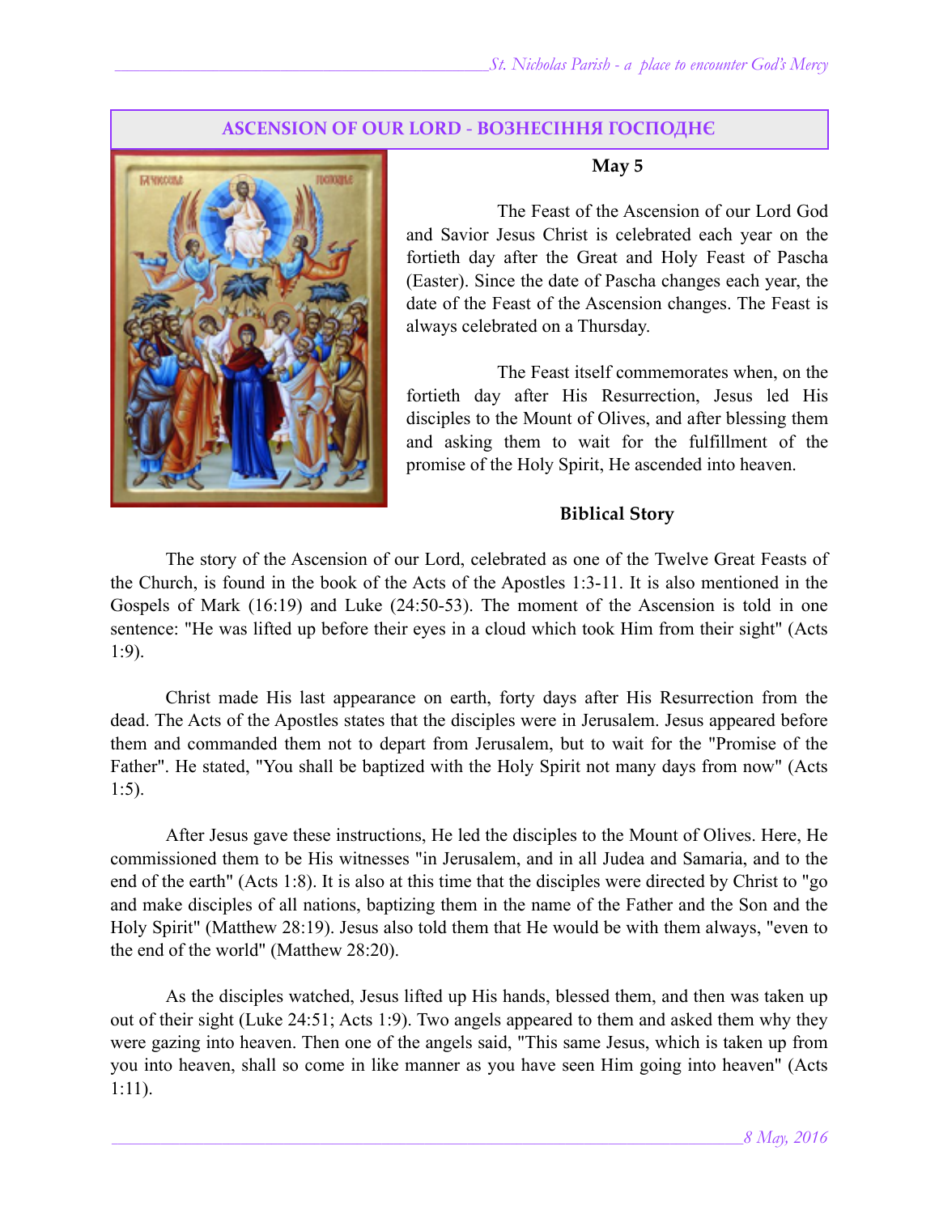## ASCENSION OF OUR LORD - ВОЗНЕСІННЯ ГОСПОДНЄ

**May 5**

The Feast of the Ascension of our Lord God and Savior Jesus Christ is celebrated each year on the fortieth day after the Great and Holy Feast of Pascha (Easter). Since the date of Pascha changes each year, the date of the Feast of the Ascension changes. The Feast is always celebrated on a Thursday.

The Feast itself commemorates when, on the fortieth day after His Resurrection, Jesus led His disciples to the Mount of Olives, and after blessing them and asking them to wait for the fulfillment of the promise of the Holy Spirit, He ascended into heaven.

### Biblical Story

The story of the Ascension of our Lord, celebrated as one of the Twelve Great Feasts of the Church, is found in the book of the Acts of the Apostles 1:3-11. It is also mentioned in the Gospels of Mark (16:19) and Luke (24:50-53). The moment of the Ascension is told in one sentence: "He was lifted up before their eyes in a cloud which took Him from their sight" (Acts 1:9).

Christ made His last appearance on earth, forty days after His Resurrection from the dead. The Acts of the Apostles states that the disciples were in Jerusalem. Jesus appeared before them and commanded them not to depart from Jerusalem, but to wait for the "Promise of the Father". He stated, "You shall be baptized with the Holy Spirit not many days from now" (Acts 1:5).

After Jesus gave these instructions, He led the disciples to the Mount of Olives. Here, He commissioned them to be His witnesses "in Jerusalem, and in all Judea and Samaria, and to the end of the earth" (Acts 1:8). It is also at this time that the disciples were directed by Christ to "go and make disciples of all nations, baptizing them in the name of the Father and the Son and the Holy Spirit" (Matthew 28:19). Jesus also told them that He would be with them always, "even to the end of the world" (Matthew 28:20).

As the disciples watched, Jesus lifted up His hands, blessed them, and then was taken up out of their sight (Luke 24:51; Acts 1:9). Two angels appeared to them and asked them why they were gazing into heaven. Then one of the angels said, "This same Jesus, which is taken up from you into heaven, shall so come in like manner as you have seen Him going into heaven" (Acts 1:11).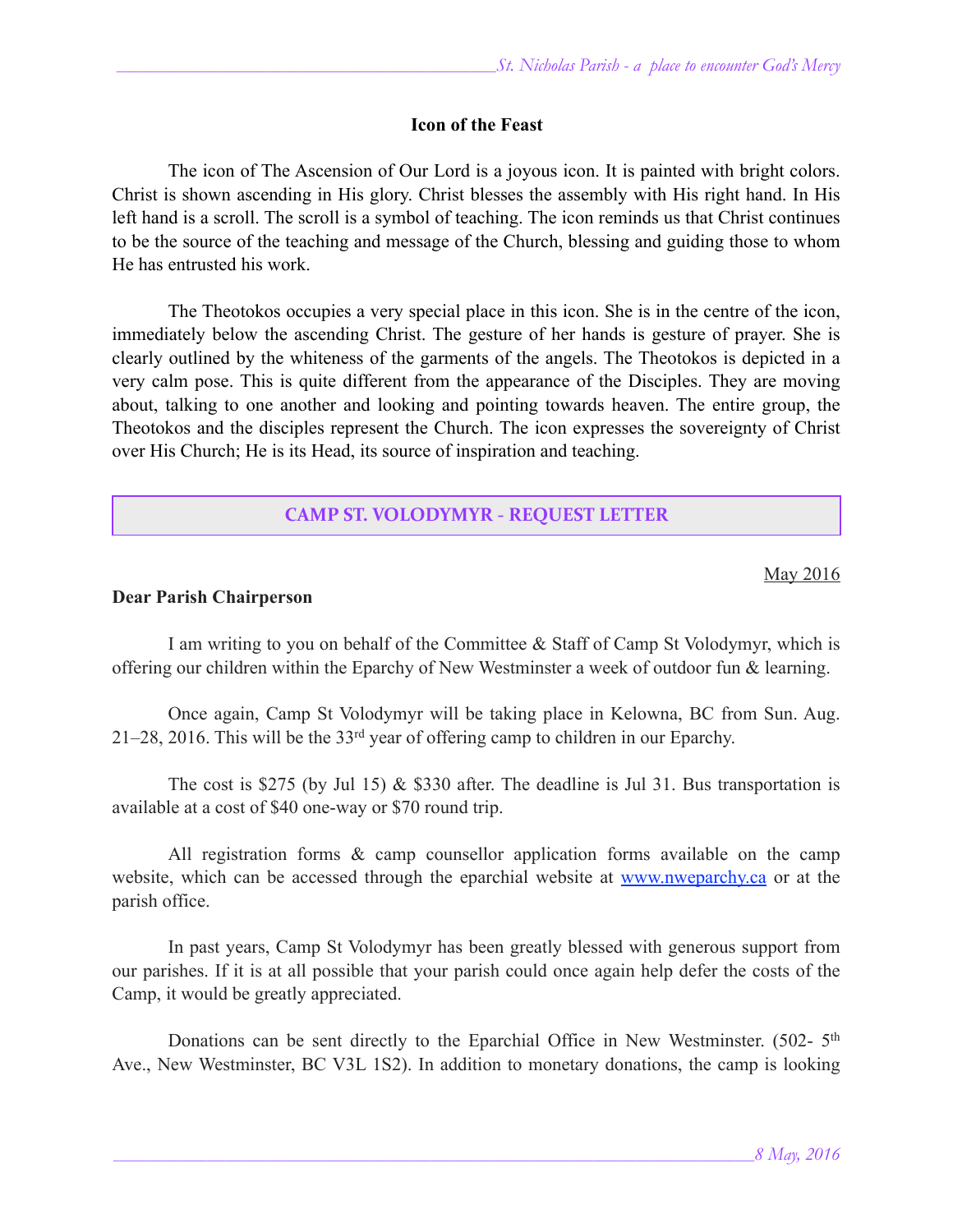## Icon of the Feast

The icon of The Ascension of Our Lord is a joyous icon. It is painted with bright colors. Christ is shown ascending in His glory. Christ blesses the assembly with His right hand. In His left hand is a scroll. The scroll is a symbol of teaching. The icon reminds us that Christ continues to be the source of the teaching and message of the Church, blessing and guiding those to whom He has entrusted his work.

The Theotokos occupies a very special place in this icon. She is in the centre of the icon, immediately below the ascending Christ. The gesture of her hands is gesture of prayer. She is clearly outlined by the whiteness of the garments of the angels. The Theotokos is depicted in a very calm pose. This is quite different from the appearance of the Disciples. They are moving about, talking to one another and looking and pointing towards heaven. The entire group, the Theotokos and the disciples represent the Church. The icon expresses the sovereignty of Christ over His Church; He is its Head, its source of inspiration and teaching.

## CAMP ST. VOLODYMYR - REQUEST LETTER

May 2016

**Dear Parish Chairperson**

I am writing to you on behalf of the Committee & Staff of Camp St Volodymyr, which is offering our children within the Eparchy of New Westminster a week of outdoor fun & learning.

Once again, Camp St Volodymyr will be taking place in Kelowna, BC from Sun. Aug. 21–28, 2016. This will be the 33rd year of offering camp to children in our Eparchy.

The cost is $275 (by Jul 15) & $330 after. The deadline is Jul 31. Bus transportation is available at a cost of $40 one-way or $70 round trip.

All registration forms & camp counsellor application forms available on the camp website, which can be accessed through the eparchial website at www.nweparchy.ca or at the parish office.

In past years, Camp St Volodymyr has been greatly blessed with generous support from our parishes. If it is at all possible that your parish could once again help defer the costs of the Camp, it would be greatly appreciated.

Donations can be sent directly to the Eparchial Office in New Westminster. (502- 5th Ave., New Westminster, BC V3L 1S2). In addition to monetary donations, the camp is looking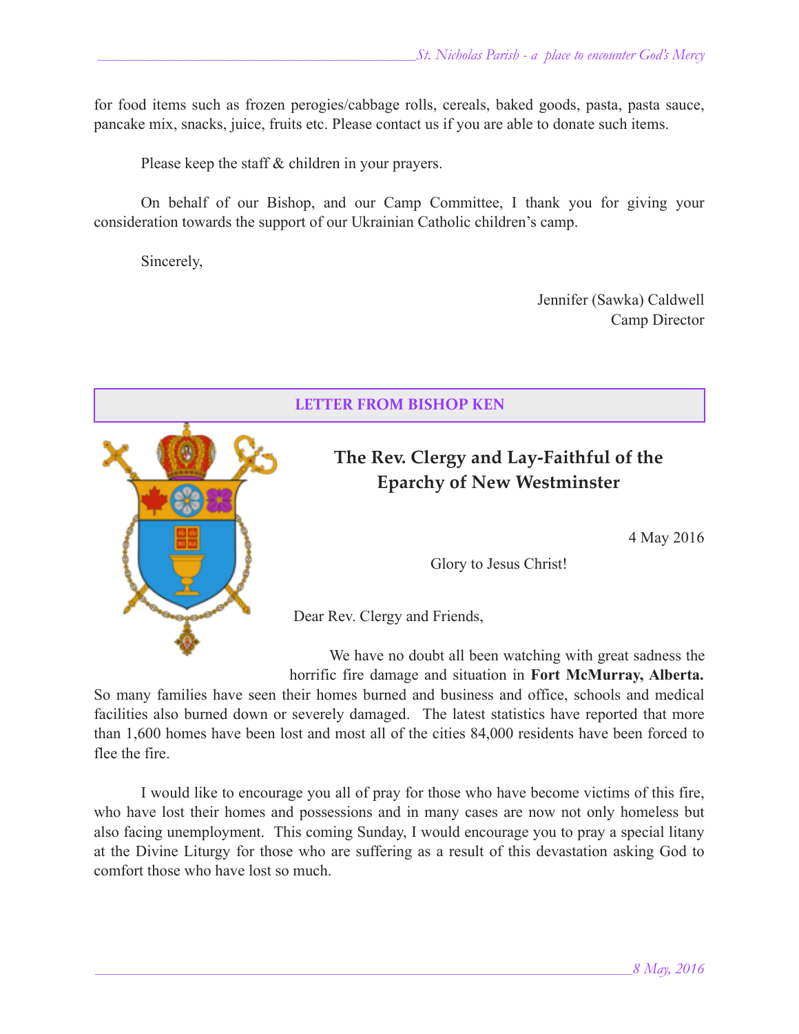for food items such as frozen perogies/cabbage rolls, cereals, baked goods, pasta, pasta sauce, pancake mix, snacks, juice, fruits etc. Please contact us if you are able to donate such items.

Please keep the staff & children in your prayers.

On behalf of our Bishop, and our Camp Committee, I thank you for giving your consideration towards the support of our Ukrainian Catholic children's camp.

Sincerely,

Jennifer (Sawka) Caldwell
Camp Director

## LETTER FROM BISHOP KEN

### The Rev. Clergy and Lay-Faithful of the Eparchy of New Westminster

4 May 2016

Glory to Jesus Christ!

Dear Rev. Clergy and Friends,

We have no doubt all been watching with great sadness the horrific fire damage and situation in **Fort McMurray, Alberta.** So many families have seen their homes burned and business and office, schools and medical facilities also burned down or severely damaged. The latest statistics have reported that more than 1,600 homes have been lost and most all of the cities 84,000 residents have been forced to flee the fire.

I would like to encourage you all of pray for those who have become victims of this fire, who have lost their homes and possessions and in many cases are now not only homeless but also facing unemployment. This coming Sunday, I would encourage you to pray a special litany at the Divine Liturgy for those who are suffering as a result of this devastation asking God to comfort those who have lost so much.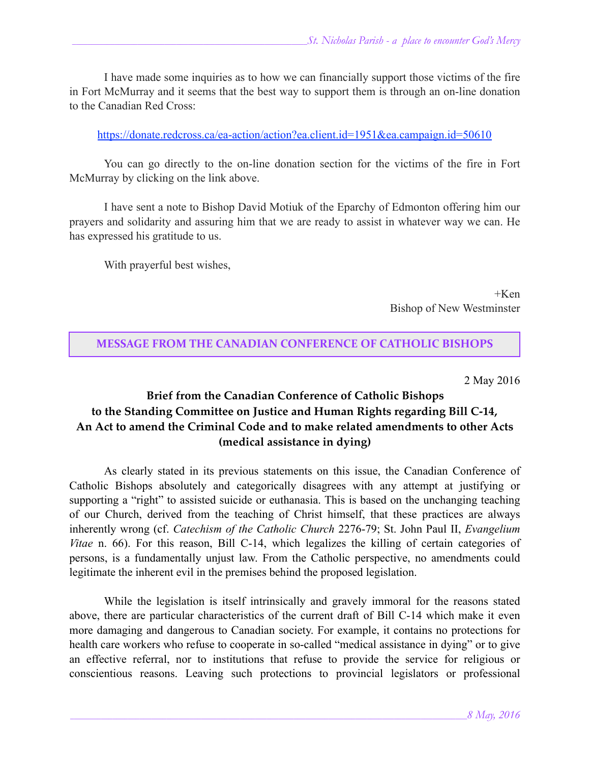I have made some inquiries as to how we can financially support those victims of the fire in Fort McMurray and it seems that the best way to support them is through an on-line donation to the Canadian Red Cross:

https://donate.redcross.ca/ea-action/action?ea.client.id=1951&ea.campaign.id=50610

You can go directly to the on-line donation section for the victims of the fire in Fort McMurray by clicking on the link above.

I have sent a note to Bishop David Motiuk of the Eparchy of Edmonton offering him our prayers and solidarity and assuring him that we are ready to assist in whatever way we can. He has expressed his gratitude to us.

With prayerful best wishes,

+Ken
Bishop of New Westminster

## MESSAGE FROM THE CANADIAN CONFERENCE OF CATHOLIC BISHOPS

2 May 2016

### Brief from the Canadian Conference of Catholic Bishops to the Standing Committee on Justice and Human Rights regarding Bill C-14, An Act to amend the Criminal Code and to make related amendments to other Acts (medical assistance in dying)

As clearly stated in its previous statements on this issue, the Canadian Conference of Catholic Bishops absolutely and categorically disagrees with any attempt at justifying or supporting a "right" to assisted suicide or euthanasia. This is based on the unchanging teaching of our Church, derived from the teaching of Christ himself, that these practices are always inherently wrong (cf. *Catechism of the Catholic Church* 2276-79; St. John Paul II, *Evangelium Vitae* n. 66). For this reason, Bill C-14, which legalizes the killing of certain categories of persons, is a fundamentally unjust law. From the Catholic perspective, no amendments could legitimate the inherent evil in the premises behind the proposed legislation.

While the legislation is itself intrinsically and gravely immoral for the reasons stated above, there are particular characteristics of the current draft of Bill C-14 which make it even more damaging and dangerous to Canadian society. For example, it contains no protections for health care workers who refuse to cooperate in so-called "medical assistance in dying" or to give an effective referral, nor to institutions that refuse to provide the service for religious or conscientious reasons. Leaving such protections to provincial legislators or professional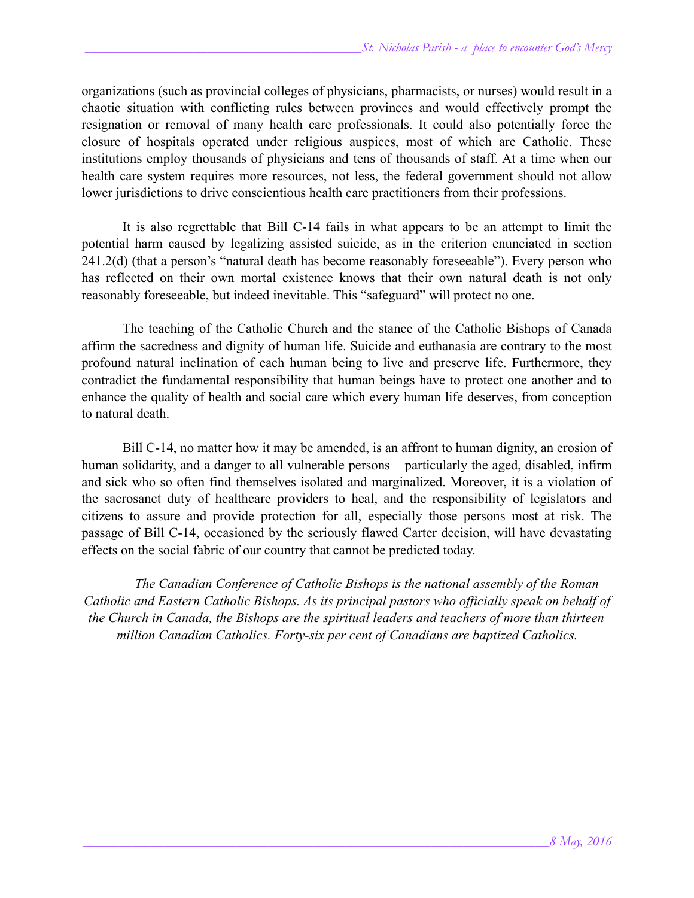organizations (such as provincial colleges of physicians, pharmacists, or nurses) would result in a chaotic situation with conflicting rules between provinces and would effectively prompt the resignation or removal of many health care professionals. It could also potentially force the closure of hospitals operated under religious auspices, most of which are Catholic. These institutions employ thousands of physicians and tens of thousands of staff. At a time when our health care system requires more resources, not less, the federal government should not allow lower jurisdictions to drive conscientious health care practitioners from their professions.

It is also regrettable that Bill C-14 fails in what appears to be an attempt to limit the potential harm caused by legalizing assisted suicide, as in the criterion enunciated in section 241.2(d) (that a person's "natural death has become reasonably foreseeable"). Every person who has reflected on their own mortal existence knows that their own natural death is not only reasonably foreseeable, but indeed inevitable. This "safeguard" will protect no one.

The teaching of the Catholic Church and the stance of the Catholic Bishops of Canada affirm the sacredness and dignity of human life. Suicide and euthanasia are contrary to the most profound natural inclination of each human being to live and preserve life. Furthermore, they contradict the fundamental responsibility that human beings have to protect one another and to enhance the quality of health and social care which every human life deserves, from conception to natural death.

Bill C-14, no matter how it may be amended, is an affront to human dignity, an erosion of human solidarity, and a danger to all vulnerable persons – particularly the aged, disabled, infirm and sick who so often find themselves isolated and marginalized. Moreover, it is a violation of the sacrosanct duty of healthcare providers to heal, and the responsibility of legislators and citizens to assure and provide protection for all, especially those persons most at risk. The passage of Bill C-14, occasioned by the seriously flawed Carter decision, will have devastating effects on the social fabric of our country that cannot be predicted today.

*The Canadian Conference of Catholic Bishops is the national assembly of the Roman Catholic and Eastern Catholic Bishops. As its principal pastors who officially speak on behalf of the Church in Canada, the Bishops are the spiritual leaders and teachers of more than thirteen million Canadian Catholics. Forty-six per cent of Canadians are baptized Catholics.*